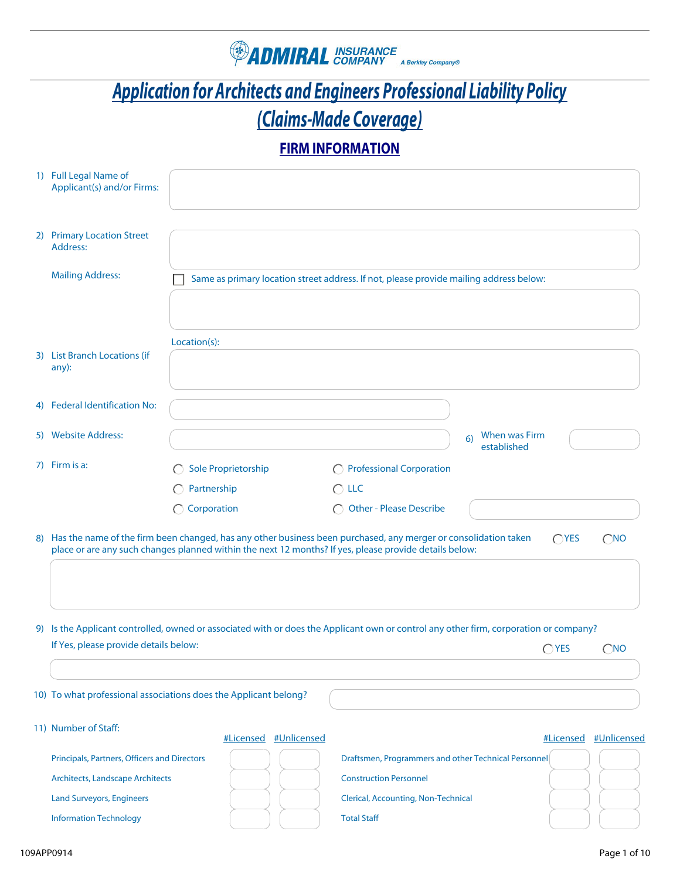**ADMIRAL INSURANCE COMPANY** *A Berkley Company®*

# Application for Architects and Engineers Professional Liability Policy (Claims-Made Coverage)

## FIRM INFORMATION

1) Full Legal Name of Applicant(s) and/or Firms:

2) Primary Location Street Address:

Mailing Address: ☐ Same as primary location street address. If not, please provide mailing address below:

3) List Branch Locations (if any):
Location(s):

4) Federal Identification No:

5) Website Address:

6) When was Firm established

7) Firm is a:
- ◯ Sole Proprietorship
- ◯ Professional Corporation
- ◯ Partnership
- ◯ LLC
- ◯ Corporation
- ◯ Other - Please Describe

8) Has the name of the firm been changed, has any other business been purchased, any merger or consolidation taken place or are any such changes planned within the next 12 months? If yes, please provide details below: ◯ YES ◯ NO

9) Is the Applicant controlled, owned or associated with or does the Applicant own or control any other firm, corporation or company? If Yes, please provide details below: ◯ YES ◯ NO

10) To what professional associations does the Applicant belong?

11) Number of Staff:

| | #Licensed | #Unlicensed | | #Licensed | #Unlicensed |
|---|---|---|---|---|---|
| Principals, Partners, Officers and Directors | | | Draftsmen, Programmers and other Technical Personnel | | |
| Architects, Landscape Architects | | | Construction Personnel | | |
| Land Surveyors, Engineers | | | Clerical, Accounting, Non-Technical | | |
| Information Technology | | | Total Staff | | |

109APP0914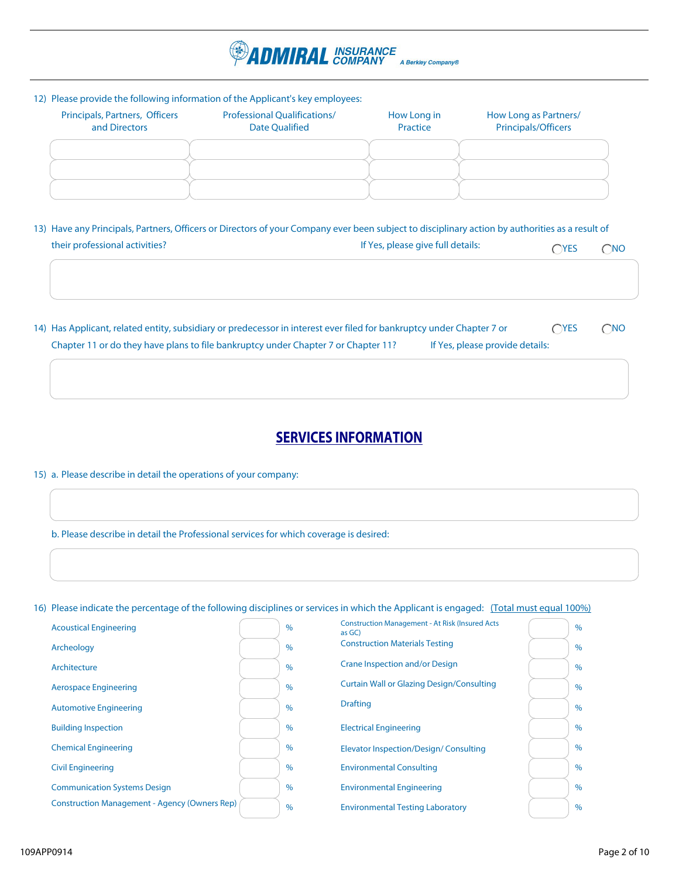12) Please provide the following information of the Applicant's key employees:

| Principals, Partners, Officers and Directors | Professional Qualifications/ Date Qualified | How Long in Practice | How Long as Partners/ Principals/Officers |
|---|---|---|---|
| | | | |
| | | | |
| | | | |

13) Have any Principals, Partners, Officers or Directors of your Company ever been subject to disciplinary action by authorities as a result of their professional activities? If Yes, please give full details: ◯YES ◯NO

14) Has Applicant, related entity, subsidiary or predecessor in interest ever filed for bankruptcy under Chapter 7 or Chapter 11 or do they have plans to file bankruptcy under Chapter 7 or Chapter 11? If Yes, please provide details: ◯YES ◯NO

## SERVICES INFORMATION

15) a. Please describe in detail the operations of your company:

b. Please describe in detail the Professional services for which coverage is desired:

16) Please indicate the percentage of the following disciplines or services in which the Applicant is engaged: (Total must equal 100%)

| Discipline | % | Discipline | % |
|---|---|---|---|
| Acoustical Engineering | % | Construction Management - At Risk (Insured Acts as GC) | % |
| Archeology | % | Construction Materials Testing | % |
| Architecture | % | Crane Inspection and/or Design | % |
| Aerospace Engineering | % | Curtain Wall or Glazing Design/Consulting | % |
| Automotive Engineering | % | Drafting | % |
| Building Inspection | % | Electrical Engineering | % |
| Chemical Engineering | % | Elevator Inspection/Design/ Consulting | % |
| Civil Engineering | % | Environmental Consulting | % |
| Communication Systems Design | % | Environmental Engineering | % |
| Construction Management - Agency (Owners Rep) | % | Environmental Testing Laboratory | % |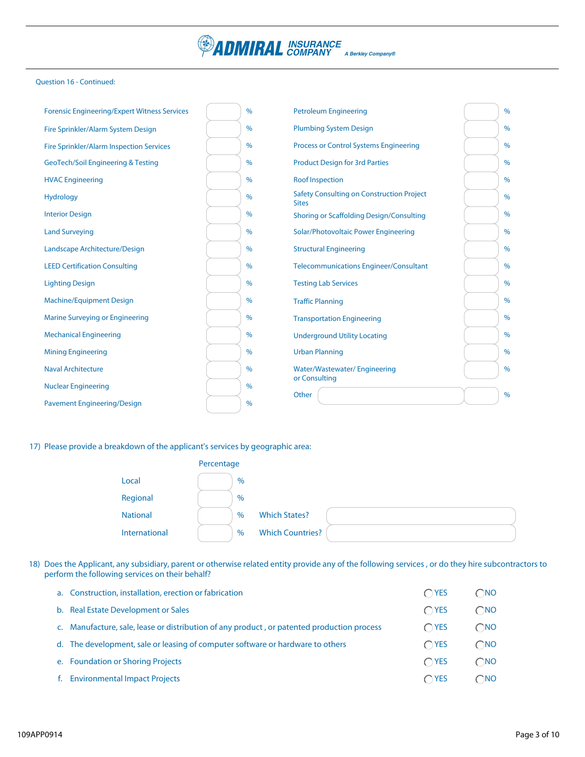Question 16 - Continued:

| Service | % | Service | % |
|---|---|---|---|
| Forensic Engineering/Expert Witness Services | % | Petroleum Engineering | % |
| Fire Sprinkler/Alarm System Design | % | Plumbing System Design | % |
| Fire Sprinkler/Alarm Inspection Services | % | Process or Control Systems Engineering | % |
| GeoTech/Soil Engineering & Testing | % | Product Design for 3rd Parties | % |
| HVAC Engineering | % | Roof Inspection | % |
| Hydrology | % | Safety Consulting on Construction Project Sites | % |
| Interior Design | % | Shoring or Scaffolding Design/Consulting | % |
| Land Surveying | % | Solar/Photovoltaic Power Engineering | % |
| Landscape Architecture/Design | % | Structural Engineering | % |
| LEED Certification Consulting | % | Telecommunications Engineer/Consultant | % |
| Lighting Design | % | Testing Lab Services | % |
| Machine/Equipment Design | % | Traffic Planning | % |
| Marine Surveying or Engineering | % | Transportation Engineering | % |
| Mechanical Engineering | % | Underground Utility Locating | % |
| Mining Engineering | % | Urban Planning | % |
| Naval Architecture | % | Water/Wastewater/ Engineering or Consulting | % |
| Nuclear Engineering | % | Other ______ | % |
| Pavement Engineering/Design | % | | |

17) Please provide a breakdown of the applicant's services by geographic area:

| | Percentage | | |
|---|---|---|---|
| Local | % | | |
| Regional | % | | |
| National | % | Which States? | |
| International | % | Which Countries? | |

18) Does the Applicant, any subsidiary, parent or otherwise related entity provide any of the following services , or do they hire subcontractors to perform the following services on their behalf?

| | | | |
|---|---|---|---|
| a. | Construction, installation, erection or fabrication | ◯ YES | ◯ NO |
| b. | Real Estate Development or Sales | ◯ YES | ◯ NO |
| c. | Manufacture, sale, lease or distribution of any product , or patented production process | ◯ YES | ◯ NO |
| d. | The development, sale or leasing of computer software or hardware to others | ◯ YES | ◯ NO |
| e. | Foundation or Shoring Projects | ◯ YES | ◯ NO |
| f. | Environmental Impact Projects | ◯ YES | ◯ NO |

109APP0914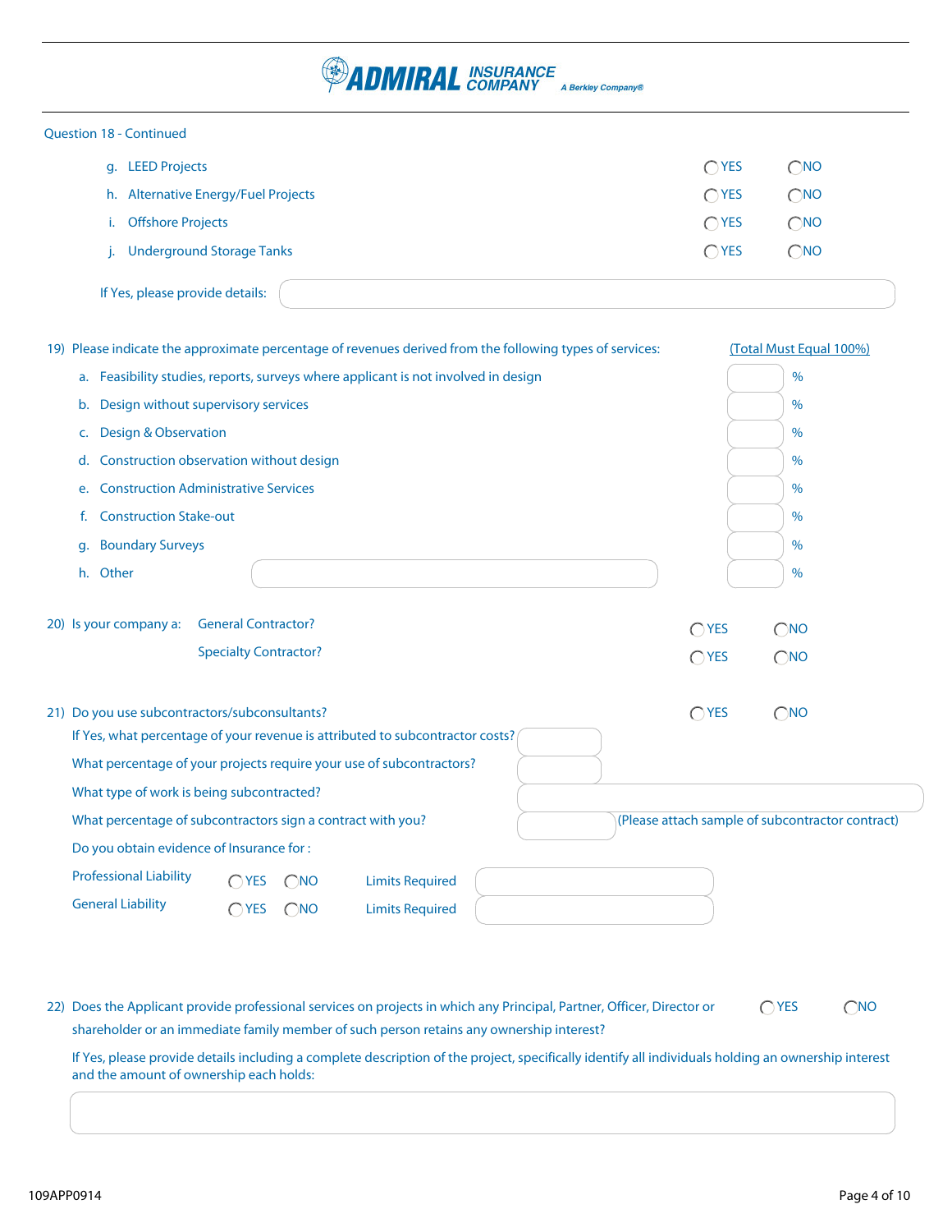Question 18 - Continued

g. LEED Projects ◯ YES ◯ NO

h. Alternative Energy/Fuel Projects ◯ YES ◯ NO

i. Offshore Projects ◯ YES ◯ NO

j. Underground Storage Tanks ◯ YES ◯ NO

If Yes, please provide details: ____________________

19) Please indicate the approximate percentage of revenues derived from the following types of services: (Total Must Equal 100%)

a. Feasibility studies, reports, surveys where applicant is not involved in design ____ %

b. Design without supervisory services ____ %

c. Design & Observation ____ %

d. Construction observation without design ____ %

e. Construction Administrative Services ____ %

f. Construction Stake-out ____ %

g. Boundary Surveys ____ %

h. Other ____________________ ____ %

20) Is your company a: General Contractor? ◯ YES ◯ NO

Specialty Contractor? ◯ YES ◯ NO

21) Do you use subcontractors/subconsultants? ◯ YES ◯ NO

If Yes, what percentage of your revenue is attributed to subcontractor costs? ____

What percentage of your projects require your use of subcontractors? ____

What type of work is being subcontracted? ____________________

What percentage of subcontractors sign a contract with you? ____ (Please attach sample of subcontractor contract)

Do you obtain evidence of Insurance for :

Professional Liability ◯ YES ◯ NO Limits Required ____________________

General Liability ◯ YES ◯ NO Limits Required ____________________

22) Does the Applicant provide professional services on projects in which any Principal, Partner, Officer, Director or shareholder or an immediate family member of such person retains any ownership interest? ◯ YES ◯ NO

If Yes, please provide details including a complete description of the project, specifically identify all individuals holding an ownership interest and the amount of ownership each holds:

____________________

109APP0914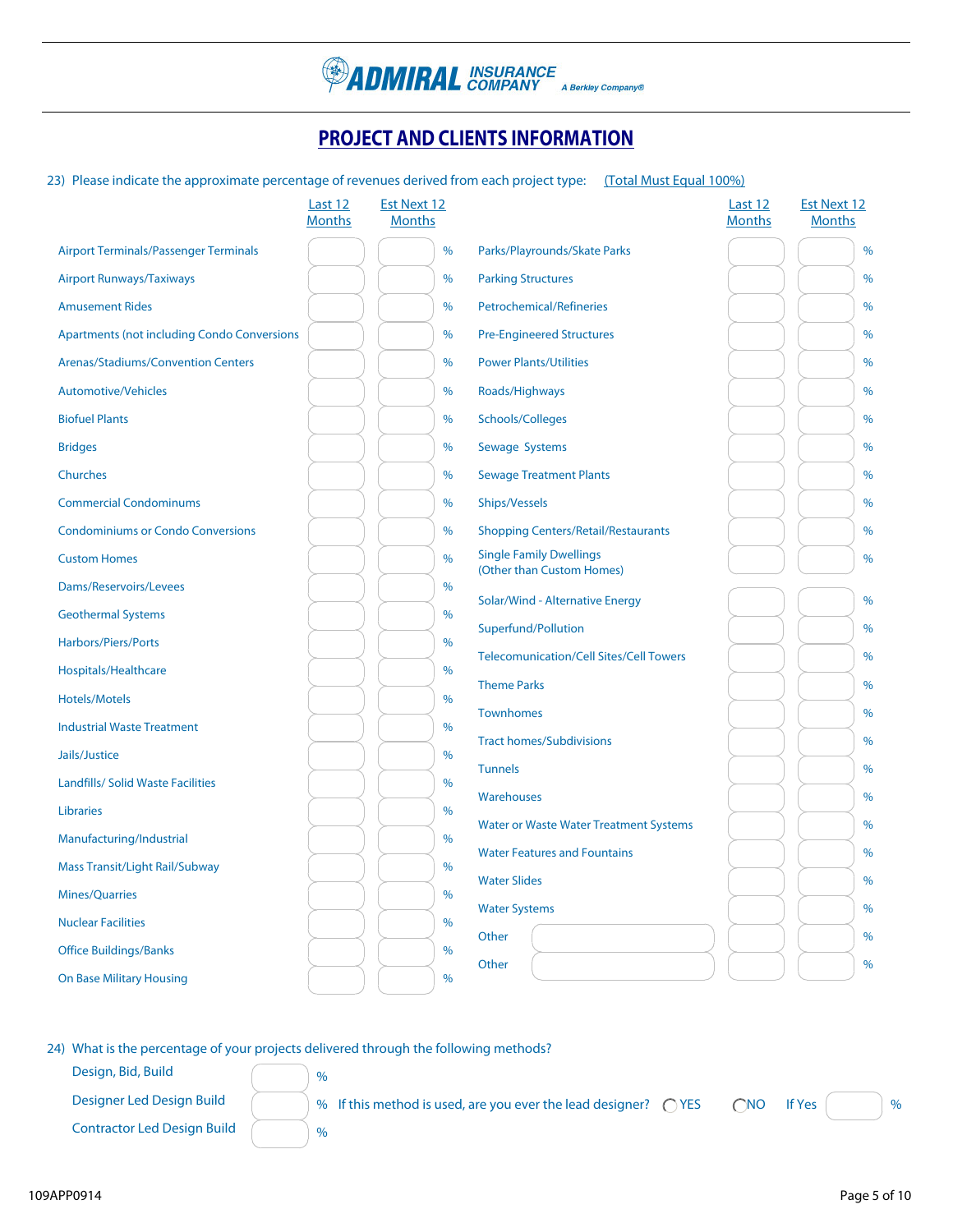ADMIRAL INSURANCE COMPANY — A Berkley Company®

# PROJECT AND CLIENTS INFORMATION

23) Please indicate the approximate percentage of revenues derived from each project type: (Total Must Equal 100%)

| Project Type | Last 12 Months | Est Next 12 Months | | Project Type | Last 12 Months | Est Next 12 Months | |
|---|---|---|---|---|---|---|---|
| Airport Terminals/Passenger Terminals | | | % | Parks/Playrounds/Skate Parks | | | % |
| Airport Runways/Taxiways | | | % | Parking Structures | | | % |
| Amusement Rides | | | % | Petrochemical/Refineries | | | % |
| Apartments (not including Condo Conversions | | | % | Pre-Engineered Structures | | | % |
| Arenas/Stadiums/Convention Centers | | | % | Power Plants/Utilities | | | % |
| Automotive/Vehicles | | | % | Roads/Highways | | | % |
| Biofuel Plants | | | % | Schools/Colleges | | | % |
| Bridges | | | % | Sewage Systems | | | % |
| Churches | | | % | Sewage Treatment Plants | | | % |
| Commercial Condominums | | | % | Ships/Vessels | | | % |
| Condominiums or Condo Conversions | | | % | Shopping Centers/Retail/Restaurants | | | % |
| Custom Homes | | | % | Single Family Dwellings (Other than Custom Homes) | | | % |
| Dams/Reservoirs/Levees | | | % | Solar/Wind - Alternative Energy | | | % |
| Geothermal Systems | | | % | Superfund/Pollution | | | % |
| Harbors/Piers/Ports | | | % | Telecomunication/Cell Sites/Cell Towers | | | % |
| Hospitals/Healthcare | | | % | Theme Parks | | | % |
| Hotels/Motels | | | % | Townhomes | | | % |
| Industrial Waste Treatment | | | % | Tract homes/Subdivisions | | | % |
| Jails/Justice | | | % | Tunnels | | | % |
| Landfills/ Solid Waste Facilities | | | % | Warehouses | | | % |
| Libraries | | | % | Water or Waste Water Treatment Systems | | | % |
| Manufacturing/Industrial | | | % | Water Features and Fountains | | | % |
| Mass Transit/Light Rail/Subway | | | % | Water Slides | | | % |
| Mines/Quarries | | | % | Water Systems | | | % |
| Nuclear Facilities | | | % | Other ______ | | | % |
| Office Buildings/Banks | | | % | Other ______ | | | % |
| On Base Military Housing | | | % | | | | |

24) What is the percentage of your projects delivered through the following methods?

- Design, Bid, Build ______ %
- Designer Led Design Build ______ % If this method is used, are you ever the lead designer? ◯ YES ◯ NO If Yes ______ %
- Contractor Led Design Build ______ %

109APP0914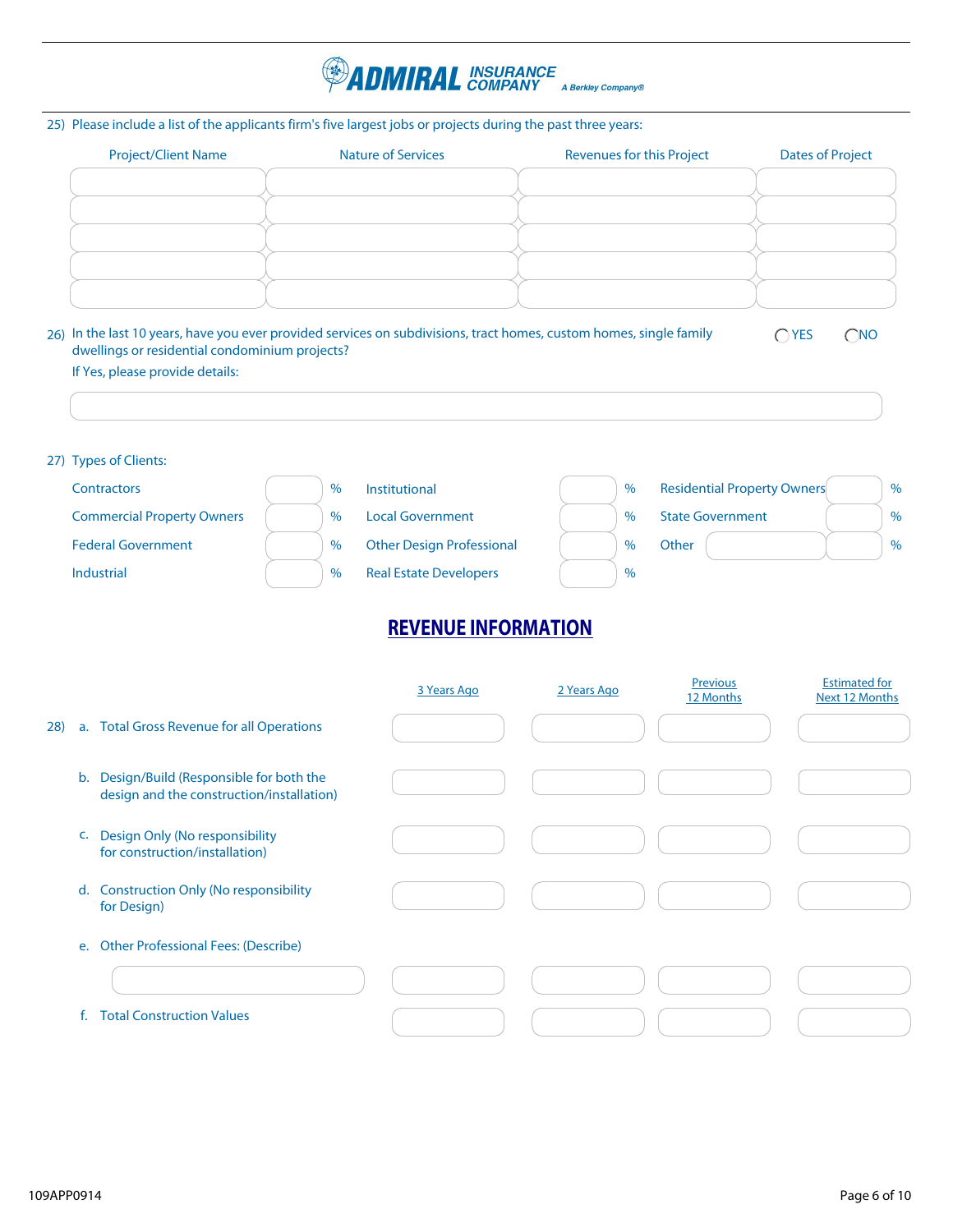**ADMIRAL INSURANCE COMPANY** *A Berkley Company®*

25) Please include a list of the applicants firm's five largest jobs or projects during the past three years:

| Project/Client Name | Nature of Services | Revenues for this Project | Dates of Project |
|---|---|---|---|
| | | | |
| | | | |
| | | | |
| | | | |
| | | | |

26) In the last 10 years, have you ever provided services on subdivisions, tract homes, custom homes, single family dwellings or residential condominium projects? ◯ YES ◯ NO

If Yes, please provide details:

27) Types of Clients:

| | | | | | |
|---|---|---|---|---|---|
| Contractors | % | Institutional | % | Residential Property Owners | % |
| Commercial Property Owners | % | Local Government | % | State Government | % |
| Federal Government | % | Other Design Professional | % | Other | % |
| Industrial | % | Real Estate Developers | % | | |

## REVENUE INFORMATION

| 28) | 3 Years Ago | 2 Years Ago | Previous 12 Months | Estimated for Next 12 Months |
|---|---|---|---|---|
| a. Total Gross Revenue for all Operations | | | | |
| b. Design/Build (Responsible for both the design and the construction/installation) | | | | |
| c. Design Only (No responsibility for construction/installation) | | | | |
| d. Construction Only (No responsibility for Design) | | | | |
| e. Other Professional Fees: (Describe) | | | | |
| f. Total Construction Values | | | | |

109APP0914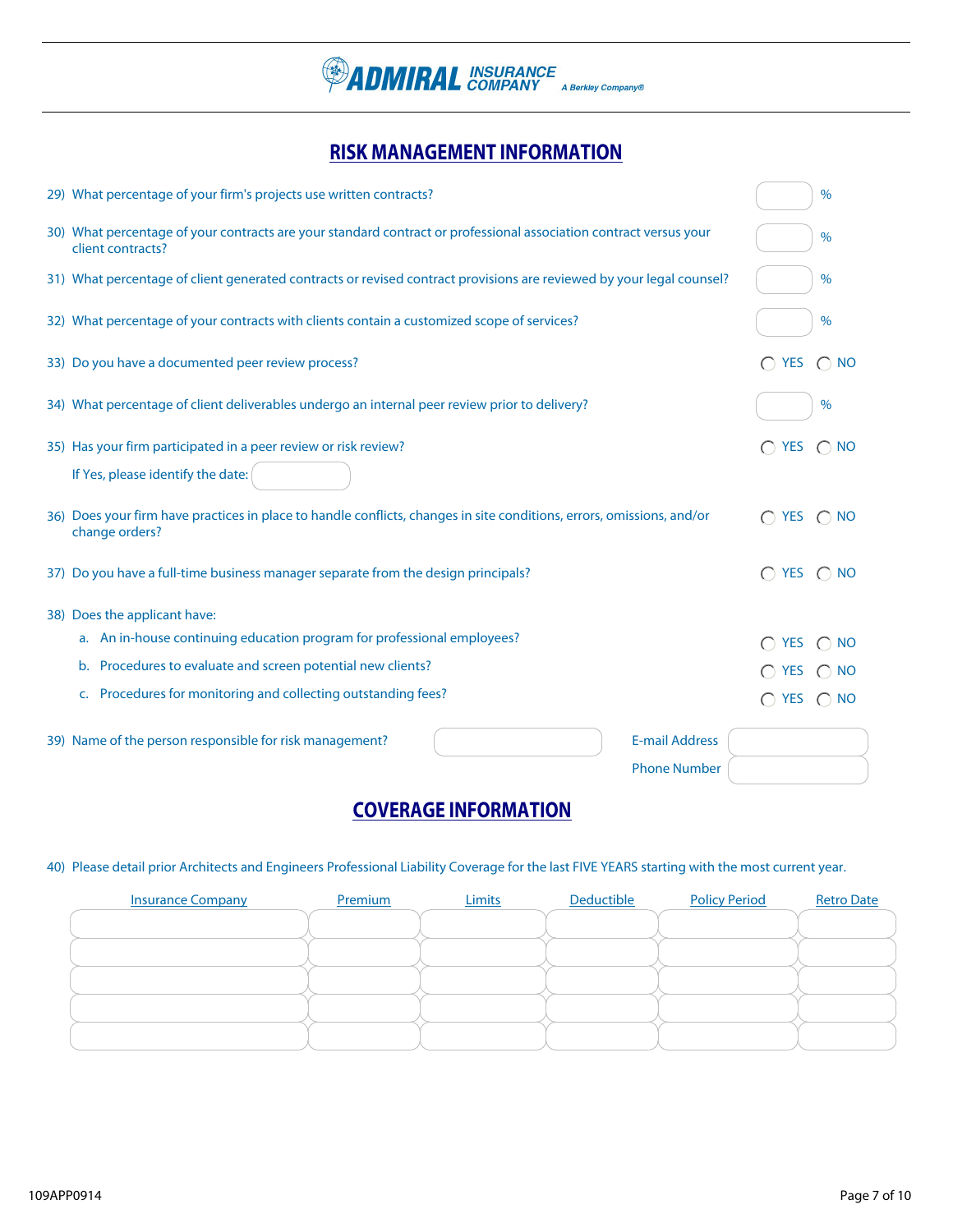## RISK MANAGEMENT INFORMATION

29) What percentage of your firm's projects use written contracts? ______ %

30) What percentage of your contracts are your standard contract or professional association contract versus your client contracts? ______ %

31) What percentage of client generated contracts or revised contract provisions are reviewed by your legal counsel? ______ %

32) What percentage of your contracts with clients contain a customized scope of services? ______ %

33) Do you have a documented peer review process? ◯ YES ◯ NO

34) What percentage of client deliverables undergo an internal peer review prior to delivery? ______ %

35) Has your firm participated in a peer review or risk review? ◯ YES ◯ NO

If Yes, please identify the date: ______

36) Does your firm have practices in place to handle conflicts, changes in site conditions, errors, omissions, and/or change orders? ◯ YES ◯ NO

37) Do you have a full-time business manager separate from the design principals? ◯ YES ◯ NO

38) Does the applicant have:

a. An in-house continuing education program for professional employees? ◯ YES ◯ NO

b. Procedures to evaluate and screen potential new clients? ◯ YES ◯ NO

c. Procedures for monitoring and collecting outstanding fees? ◯ YES ◯ NO

39) Name of the person responsible for risk management? ______ E-mail Address ______

Phone Number ______

## COVERAGE INFORMATION

40) Please detail prior Architects and Engineers Professional Liability Coverage for the last FIVE YEARS starting with the most current year.

| Insurance Company | Premium | Limits | Deductible | Policy Period | Retro Date |
|---|---|---|---|---|---|
| | | | | | |
| | | | | | |
| | | | | | |
| | | | | | |
| | | | | | |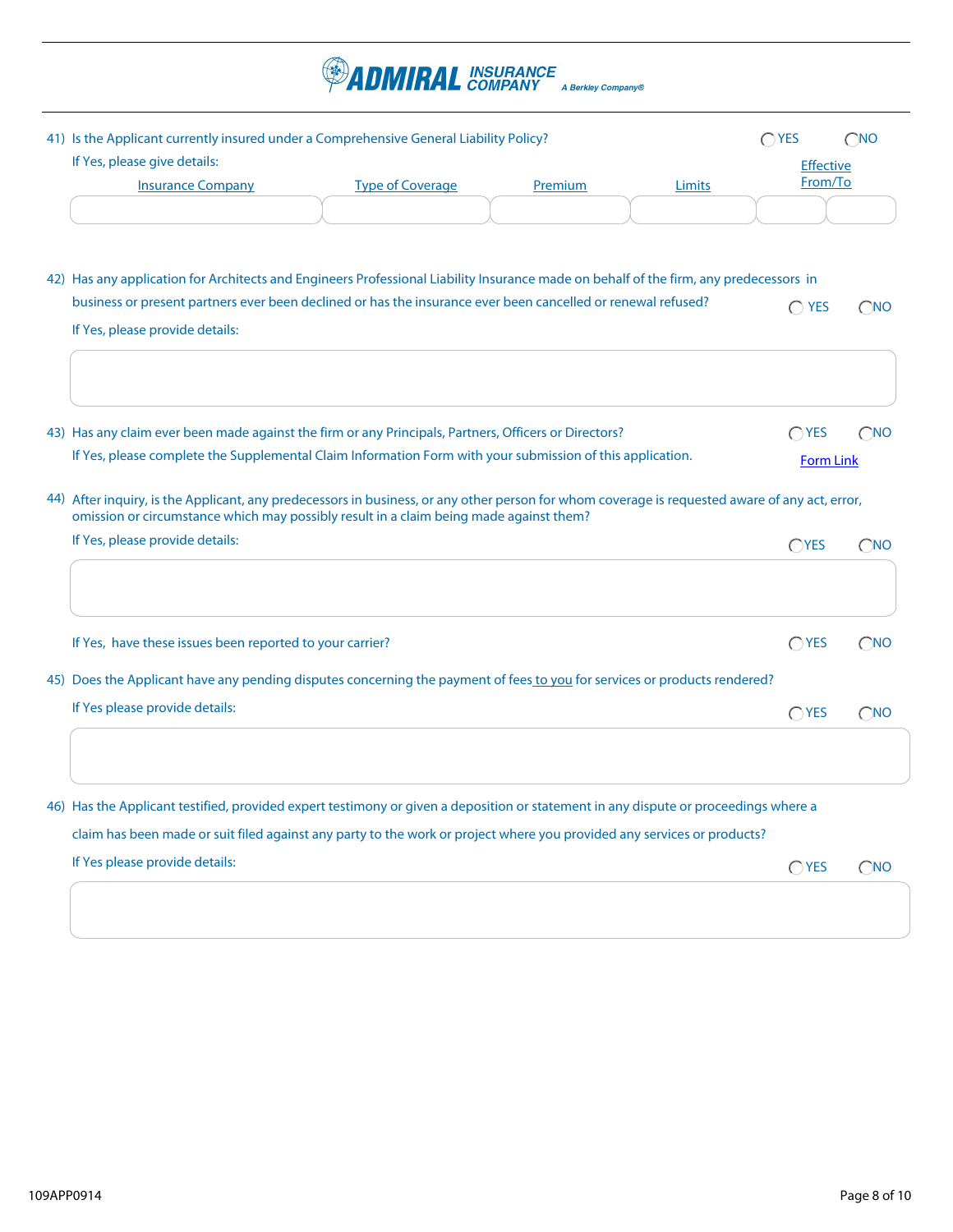41) Is the Applicant currently insured under a Comprehensive General Liability Policy? ◯ YES ◯ NO

If Yes, please give details:

| Insurance Company | Type of Coverage | Premium | Limits | Effective From/To | |
|---|---|---|---|---|---|
| | | | | | |

42) Has any application for Architects and Engineers Professional Liability Insurance made on behalf of the firm, any predecessors in business or present partners ever been declined or has the insurance ever been cancelled or renewal refused? ◯ YES ◯ NO

If Yes, please provide details:

43) Has any claim ever been made against the firm or any Principals, Partners, Officers or Directors? ◯ YES ◯ NO

If Yes, please complete the Supplemental Claim Information Form with your submission of this application. Form Link

44) After inquiry, is the Applicant, any predecessors in business, or any other person for whom coverage is requested aware of any act, error, omission or circumstance which may possibly result in a claim being made against them?

If Yes, please provide details: ◯ YES ◯ NO

If Yes, have these issues been reported to your carrier? ◯ YES ◯ NO

45) Does the Applicant have any pending disputes concerning the payment of fees to you for services or products rendered?

If Yes please provide details: ◯ YES ◯ NO

46) Has the Applicant testified, provided expert testimony or given a deposition or statement in any dispute or proceedings where a claim has been made or suit filed against any party to the work or project where you provided any services or products?

If Yes please provide details: ◯ YES ◯ NO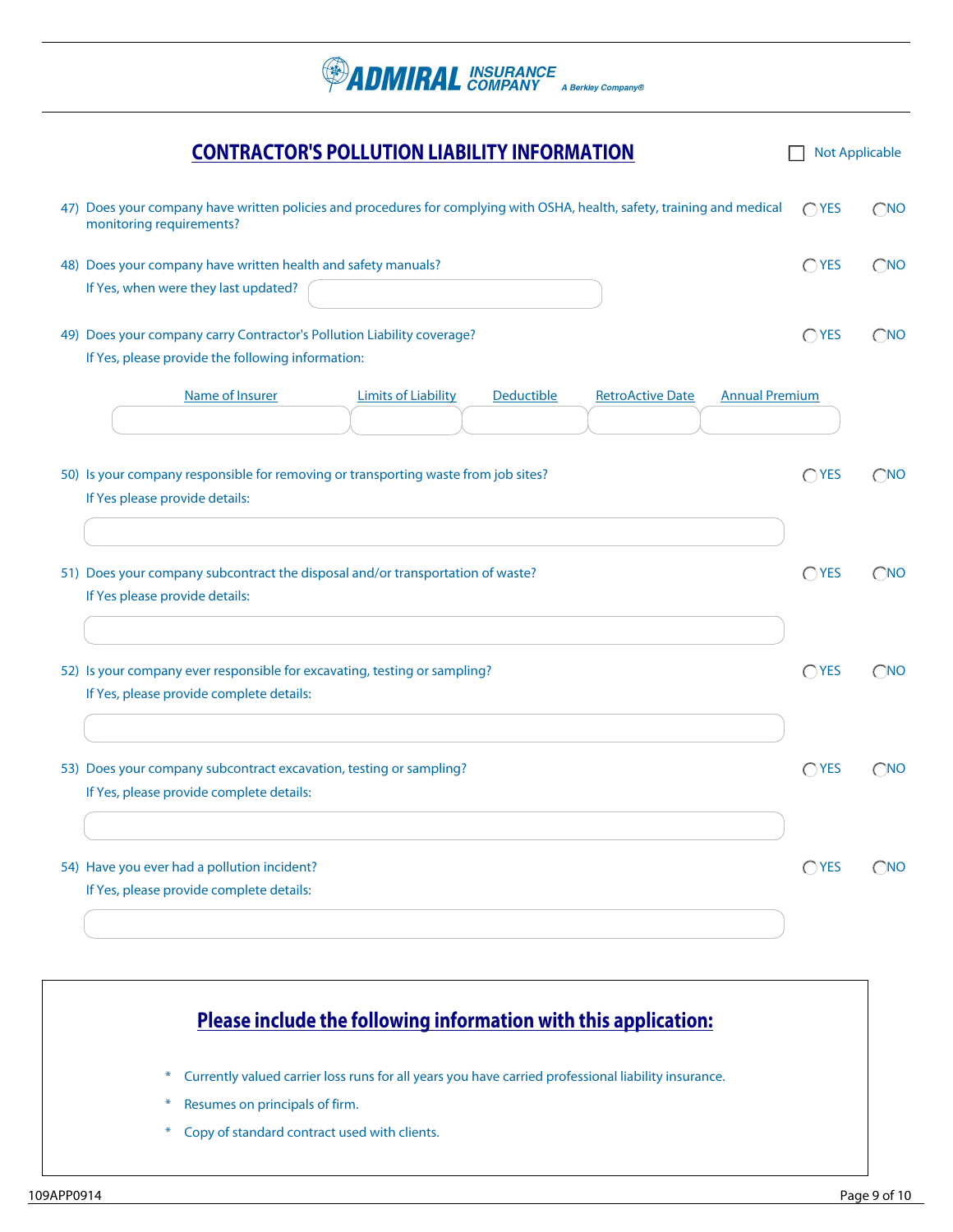ADMIRAL INSURANCE COMPANY *A Berkley Company®*

## CONTRACTOR'S POLLUTION LIABILITY INFORMATION

☐ Not Applicable

47) Does your company have written policies and procedures for complying with OSHA, health, safety, training and medical monitoring requirements? ◯ YES ◯ NO

48) Does your company have written health and safety manuals? ◯ YES ◯ NO

If Yes, when were they last updated? \_\_\_\_\_\_\_\_\_\_

49) Does your company carry Contractor's Pollution Liability coverage? ◯ YES ◯ NO

If Yes, please provide the following information:

| Name of Insurer | Limits of Liability | Deductible | RetroActive Date | Annual Premium |
|---|---|---|---|---|
| | | | | |

50) Is your company responsible for removing or transporting waste from job sites? ◯ YES ◯ NO

If Yes please provide details: \_\_\_\_\_\_\_\_\_\_

51) Does your company subcontract the disposal and/or transportation of waste? ◯ YES ◯ NO

If Yes please provide details: \_\_\_\_\_\_\_\_\_\_

52) Is your company ever responsible for excavating, testing or sampling? ◯ YES ◯ NO

If Yes, please provide complete details: \_\_\_\_\_\_\_\_\_\_

53) Does your company subcontract excavation, testing or sampling? ◯ YES ◯ NO

If Yes, please provide complete details: \_\_\_\_\_\_\_\_\_\_

54) Have you ever had a pollution incident? ◯ YES ◯ NO

If Yes, please provide complete details: \_\_\_\_\_\_\_\_\_\_

## Please include the following information with this application:

* Currently valued carrier loss runs for all years you have carried professional liability insurance.
* Resumes on principals of firm.
* Copy of standard contract used with clients.

109APP0914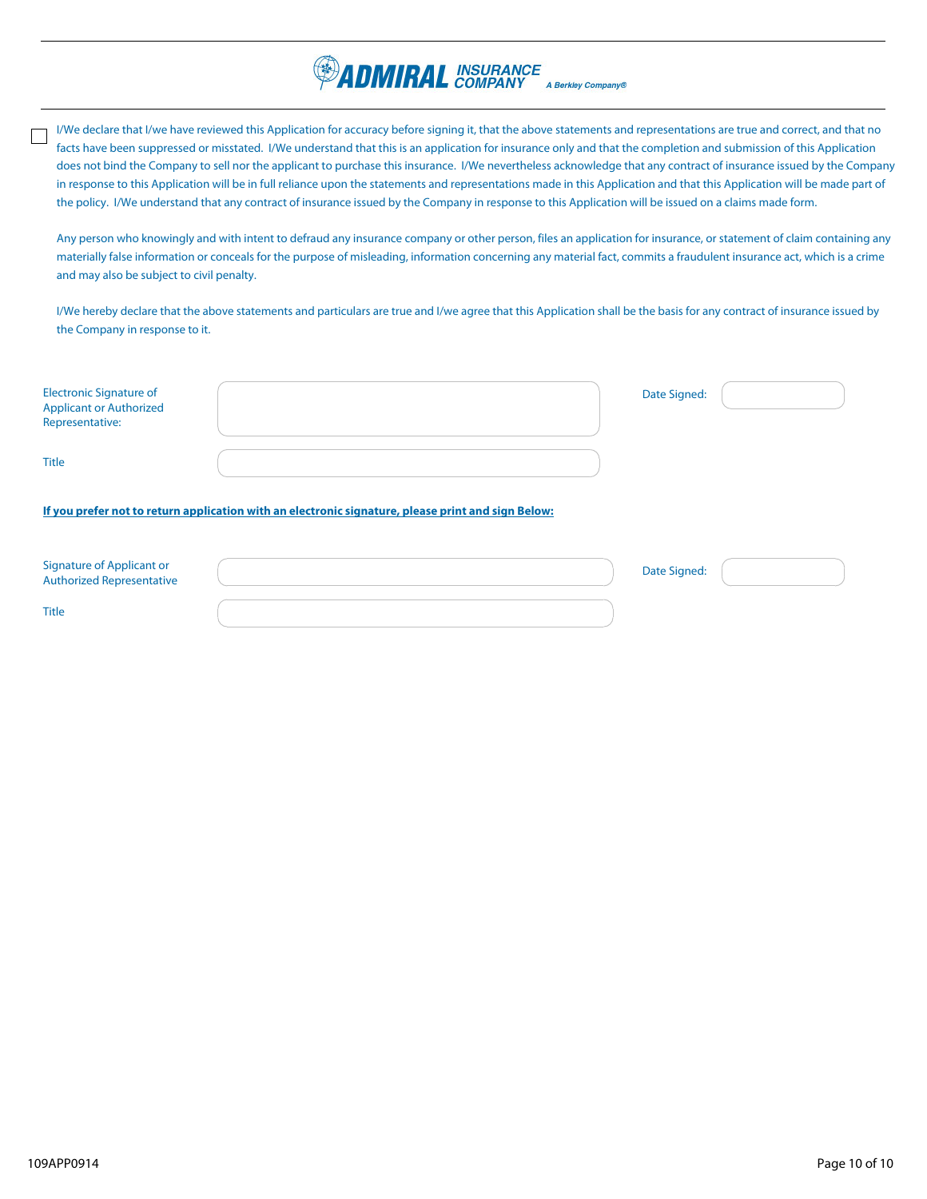**ADMIRAL INSURANCE COMPANY** *A Berkley Company®*

☐ I/We declare that I/we have reviewed this Application for accuracy before signing it, that the above statements and representations are true and correct, and that no facts have been suppressed or misstated. I/We understand that this is an application for insurance only and that the completion and submission of this Application does not bind the Company to sell nor the applicant to purchase this insurance. I/We nevertheless acknowledge that any contract of insurance issued by the Company in response to this Application will be in full reliance upon the statements and representations made in this Application and that this Application will be made part of the policy. I/We understand that any contract of insurance issued by the Company in response to this Application will be issued on a claims made form.

Any person who knowingly and with intent to defraud any insurance company or other person, files an application for insurance, or statement of claim containing any materially false information or conceals for the purpose of misleading, information concerning any material fact, commits a fraudulent insurance act, which is a crime and may also be subject to civil penalty.

I/We hereby declare that the above statements and particulars are true and I/we agree that this Application shall be the basis for any contract of insurance issued by the Company in response to it.

Electronic Signature of Applicant or Authorized Representative: ______________________ Date Signed: __________

Title ______________________

**If you prefer not to return application with an electronic signature, please print and sign Below:**

Signature of Applicant or Authorized Representative ______________________ Date Signed: __________

Title ______________________

109APP0914